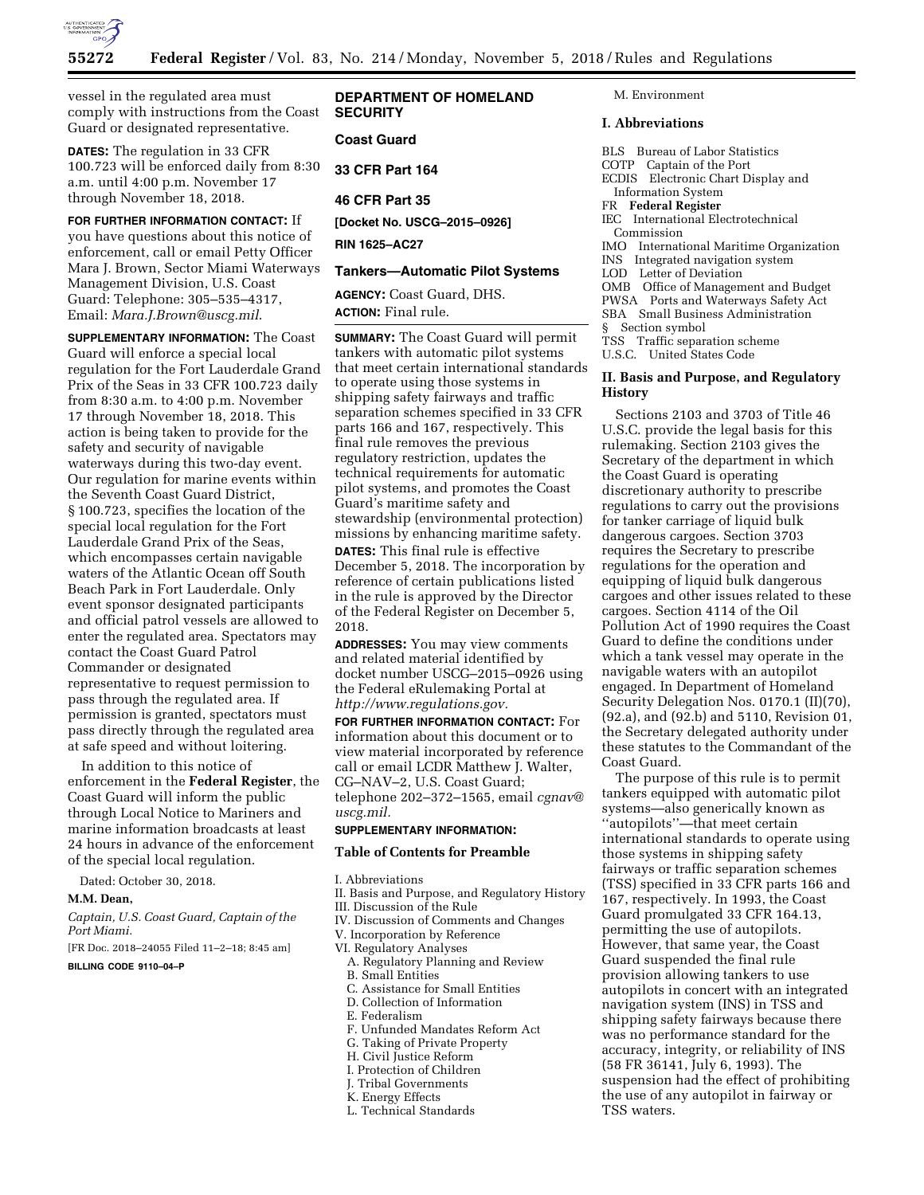vessel in the regulated area must comply with instructions from the Coast Guard or designated representative.

**DATES:** The regulation in 33 CFR 100.723 will be enforced daily from 8:30 a.m. until 4:00 p.m. November 17 through November 18, 2018.

**FOR FURTHER INFORMATION CONTACT:** If you have questions about this notice of enforcement, call or email Petty Officer Mara J. Brown, Sector Miami Waterways Management Division, U.S. Coast Guard: Telephone: 305–535–4317, Email: *Mara.J.Brown@uscg.mil*.

**SUPPLEMENTARY INFORMATION:** The Coast Guard will enforce a special local regulation for the Fort Lauderdale Grand Prix of the Seas in 33 CFR 100.723 daily from 8:30 a.m. to 4:00 p.m. November 17 through November 18, 2018. This action is being taken to provide for the safety and security of navigable waterways during this two-day event. Our regulation for marine events within the Seventh Coast Guard District, § 100.723, specifies the location of the special local regulation for the Fort Lauderdale Grand Prix of the Seas, which encompasses certain navigable waters of the Atlantic Ocean off South Beach Park in Fort Lauderdale. Only event sponsor designated participants and official patrol vessels are allowed to enter the regulated area. Spectators may contact the Coast Guard Patrol Commander or designated representative to request permission to pass through the regulated area. If permission is granted, spectators must pass directly through the regulated area at safe speed and without loitering.

In addition to this notice of enforcement in the **Federal Register**, the Coast Guard will inform the public through Local Notice to Mariners and marine information broadcasts at least 24 hours in advance of the enforcement of the special local regulation.

Dated: October 30, 2018.

**M.M. Dean,**

*Captain, U.S. Coast Guard, Captain of the Port Miami.*

[FR Doc. 2018–24055 Filed 11–2–18; 8:45 am]

**BILLING CODE 9110–04–P**

## DEPARTMENT OF HOMELAND SECURITY

### Coast Guard

### 33 CFR Part 164

### 46 CFR Part 35

**[Docket No. USCG–2015–0926]**

**RIN 1625–AC27**

## Tankers—Automatic Pilot Systems

**AGENCY:** Coast Guard, DHS.

**ACTION:** Final rule.

**SUMMARY:** The Coast Guard will permit tankers with automatic pilot systems that meet certain international standards to operate using those systems in shipping safety fairways and traffic separation schemes specified in 33 CFR parts 166 and 167, respectively. This final rule removes the previous regulatory restriction, updates the technical requirements for automatic pilot systems, and promotes the Coast Guard's maritime safety and stewardship (environmental protection) missions by enhancing maritime safety.

**DATES:** This final rule is effective December 5, 2018. The incorporation by reference of certain publications listed in the rule is approved by the Director of the Federal Register on December 5, 2018.

**ADDRESSES:** You may view comments and related material identified by docket number USCG–2015–0926 using the Federal eRulemaking Portal at *http://www.regulations.gov.*

**FOR FURTHER INFORMATION CONTACT:** For information about this document or to view material incorporated by reference call or email LCDR Matthew J. Walter, CG–NAV–2, U.S. Coast Guard; telephone 202–372–1565, email *cgnav@uscg.mil.*

**SUPPLEMENTARY INFORMATION:**

### Table of Contents for Preamble

I. Abbreviations
II. Basis and Purpose, and Regulatory History
III. Discussion of the Rule
IV. Discussion of Comments and Changes
V. Incorporation by Reference
VI. Regulatory Analyses
- A. Regulatory Planning and Review
- B. Small Entities
- C. Assistance for Small Entities
- D. Collection of Information
- E. Federalism
- F. Unfunded Mandates Reform Act
- G. Taking of Private Property
- H. Civil Justice Reform
- I. Protection of Children
- J. Tribal Governments
- K. Energy Effects
- L. Technical Standards
- M. Environment

### I. Abbreviations

BLS Bureau of Labor Statistics
COTP Captain of the Port
ECDIS Electronic Chart Display and Information System
FR **Federal Register**
IEC International Electrotechnical Commission
IMO International Maritime Organization
INS Integrated navigation system
LOD Letter of Deviation
OMB Office of Management and Budget
PWSA Ports and Waterways Safety Act
SBA Small Business Administration
§ Section symbol
TSS Traffic separation scheme
U.S.C. United States Code

### II. Basis and Purpose, and Regulatory History

Sections 2103 and 3703 of Title 46 U.S.C. provide the legal basis for this rulemaking. Section 2103 gives the Secretary of the department in which the Coast Guard is operating discretionary authority to prescribe regulations to carry out the provisions for tanker carriage of liquid bulk dangerous cargoes. Section 3703 requires the Secretary to prescribe regulations for the operation and equipping of liquid bulk dangerous cargoes and other issues related to these cargoes. Section 4114 of the Oil Pollution Act of 1990 requires the Coast Guard to define the conditions under which a tank vessel may operate in the navigable waters with an autopilot engaged. In Department of Homeland Security Delegation Nos. 0170.1 (II)(70), (92.a), and (92.b) and 5110, Revision 01, the Secretary delegated authority under these statutes to the Commandant of the Coast Guard.

The purpose of this rule is to permit tankers equipped with automatic pilot systems—also generically known as ''autopilots''—that meet certain international standards to operate using those systems in shipping safety fairways or traffic separation schemes (TSS) specified in 33 CFR parts 166 and 167, respectively. In 1993, the Coast Guard promulgated 33 CFR 164.13, permitting the use of autopilots. However, that same year, the Coast Guard suspended the final rule provision allowing tankers to use autopilots in concert with an integrated navigation system (INS) in TSS and shipping safety fairways because there was no performance standard for the accuracy, integrity, or reliability of INS (58 FR 36141, July 6, 1993). The suspension had the effect of prohibiting the use of any autopilot in fairway or TSS waters.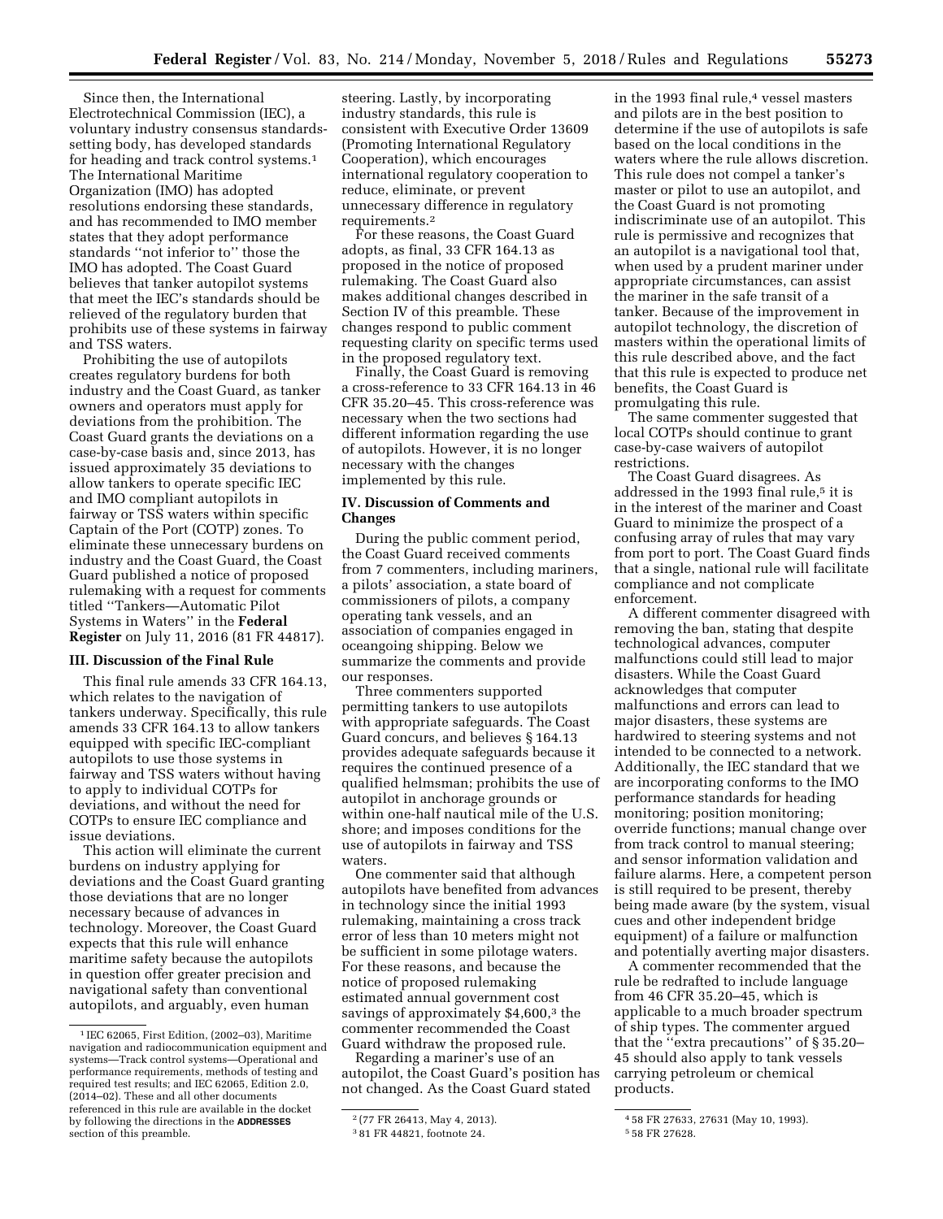Since then, the International Electrotechnical Commission (IEC), a voluntary industry consensus standards-setting body, has developed standards for heading and track control systems.[1] The International Maritime Organization (IMO) has adopted resolutions endorsing these standards, and has recommended to IMO member states that they adopt performance standards "not inferior to" those the IMO has adopted. The Coast Guard believes that tanker autopilot systems that meet the IEC's standards should be relieved of the regulatory burden that prohibits use of these systems in fairway and TSS waters.

Prohibiting the use of autopilots creates regulatory burdens for both industry and the Coast Guard, as tanker owners and operators must apply for deviations from the prohibition. The Coast Guard grants the deviations on a case-by-case basis and, since 2013, has issued approximately 35 deviations to allow tankers to operate specific IEC and IMO compliant autopilots in fairway or TSS waters within specific Captain of the Port (COTP) zones. To eliminate these unnecessary burdens on industry and the Coast Guard, the Coast Guard published a notice of proposed rulemaking with a request for comments titled "Tankers—Automatic Pilot Systems in Waters" in the **Federal Register** on July 11, 2016 (81 FR 44817).

## III. Discussion of the Final Rule

This final rule amends 33 CFR 164.13, which relates to the navigation of tankers underway. Specifically, this rule amends 33 CFR 164.13 to allow tankers equipped with specific IEC-compliant autopilots to use those systems in fairway and TSS waters without having to apply to individual COTPs for deviations, and without the need for COTPs to ensure IEC compliance and issue deviations.

This action will eliminate the current burdens on industry applying for deviations and the Coast Guard granting those deviations that are no longer necessary because of advances in technology. Moreover, the Coast Guard expects that this rule will enhance maritime safety because the autopilots in question offer greater precision and navigational safety than conventional autopilots, and arguably, even human steering. Lastly, by incorporating industry standards, this rule is consistent with Executive Order 13609 (Promoting International Regulatory Cooperation), which encourages international regulatory cooperation to reduce, eliminate, or prevent unnecessary difference in regulatory requirements.[2]

For these reasons, the Coast Guard adopts, as final, 33 CFR 164.13 as proposed in the notice of proposed rulemaking. The Coast Guard also makes additional changes described in Section IV of this preamble. These changes respond to public comment requesting clarity on specific terms used in the proposed regulatory text.

Finally, the Coast Guard is removing a cross-reference to 33 CFR 164.13 in 46 CFR 35.20–45. This cross-reference was necessary when the two sections had different information regarding the use of autopilots. However, it is no longer necessary with the changes implemented by this rule.

## IV. Discussion of Comments and Changes

During the public comment period, the Coast Guard received comments from 7 commenters, including mariners, a pilots' association, a state board of commissioners of pilots, a company operating tank vessels, and an association of companies engaged in oceangoing shipping. Below we summarize the comments and provide our responses.

Three commenters supported permitting tankers to use autopilots with appropriate safeguards. The Coast Guard concurs, and believes § 164.13 provides adequate safeguards because it requires the continued presence of a qualified helmsman; prohibits the use of autopilot in anchorage grounds or within one-half nautical mile of the U.S. shore; and imposes conditions for the use of autopilots in fairway and TSS waters.

One commenter said that although autopilots have benefited from advances in technology since the initial 1993 rulemaking, maintaining a cross track error of less than 10 meters might not be sufficient in some pilotage waters. For these reasons, and because the notice of proposed rulemaking estimated annual government cost savings of approximately $4,600,[3] the commenter recommended the Coast Guard withdraw the proposed rule.

Regarding a mariner's use of an autopilot, the Coast Guard's position has not changed. As the Coast Guard stated in the 1993 final rule,[4] vessel masters and pilots are in the best position to determine if the use of autopilots is safe based on the local conditions in the waters where the rule allows discretion. This rule does not compel a tanker's master or pilot to use an autopilot, and the Coast Guard is not promoting indiscriminate use of an autopilot. This rule is permissive and recognizes that an autopilot is a navigational tool that, when used by a prudent mariner under appropriate circumstances, can assist the mariner in the safe transit of a tanker. Because of the improvement in autopilot technology, the discretion of masters within the operational limits of this rule described above, and the fact that this rule is expected to produce net benefits, the Coast Guard is promulgating this rule.

The same commenter suggested that local COTPs should continue to grant case-by-case waivers of autopilot restrictions.

The Coast Guard disagrees. As addressed in the 1993 final rule,[5] it is in the interest of the mariner and Coast Guard to minimize the prospect of a confusing array of rules that may vary from port to port. The Coast Guard finds that a single, national rule will facilitate compliance and not complicate enforcement.

A different commenter disagreed with removing the ban, stating that despite technological advances, computer malfunctions could still lead to major disasters. While the Coast Guard acknowledges that computer malfunctions and errors can lead to major disasters, these systems are hardwired to steering systems and not intended to be connected to a network. Additionally, the IEC standard that we are incorporating conforms to the IMO performance standards for heading monitoring; position monitoring; override functions; manual change over from track control to manual steering; and sensor information validation and failure alarms. Here, a competent person is still required to be present, thereby being made aware (by the system, visual cues and other independent bridge equipment) of a failure or malfunction and potentially averting major disasters.

A commenter recommended that the rule be redrafted to include language from 46 CFR 35.20–45, which is applicable to a much broader spectrum of ship types. The commenter argued that the "extra precautions" of § 35.20–45 should also apply to tank vessels carrying petroleum or chemical products.

---

[1] IEC 62065, First Edition, (2002–03), Maritime navigation and radiocommunication equipment and systems—Track control systems—Operational and performance requirements, methods of testing and required test results; and IEC 62065, Edition 2.0, (2014–02). These and all other documents referenced in this rule are available in the docket by following the directions in the **ADDRESSES** section of this preamble.

[2] (77 FR 26413, May 4, 2013).

[3] 81 FR 44821, footnote 24.

[4] 58 FR 27633, 27631 (May 10, 1993).

[5] 58 FR 27628.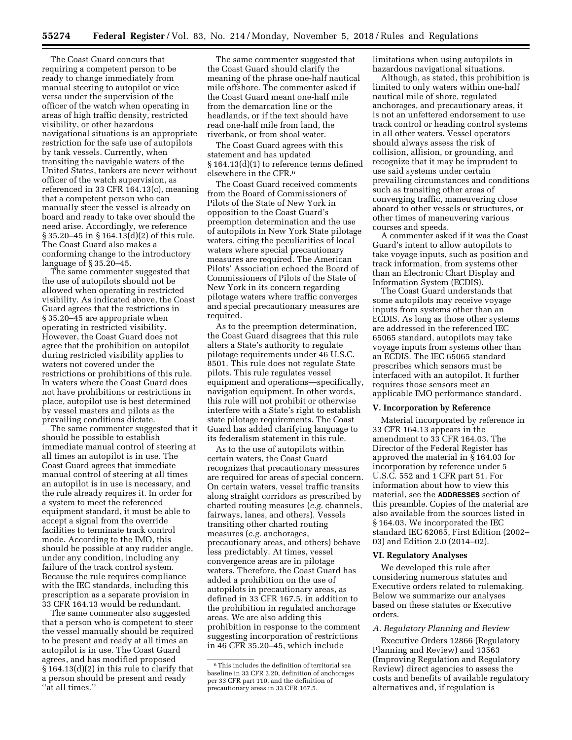The Coast Guard concurs that requiring a competent person to be ready to change immediately from manual steering to autopilot or vice versa under the supervision of the officer of the watch when operating in areas of high traffic density, restricted visibility, or other hazardous navigational situations is an appropriate restriction for the safe use of autopilots by tank vessels. Currently, when transiting the navigable waters of the United States, tankers are never without officer of the watch supervision, as referenced in 33 CFR 164.13(c), meaning that a competent person who can manually steer the vessel is already on board and ready to take over should the need arise. Accordingly, we reference § 35.20–45 in § 164.13(d)(2) of this rule. The Coast Guard also makes a conforming change to the introductory language of § 35.20–45.

The same commenter suggested that the use of autopilots should not be allowed when operating in restricted visibility. As indicated above, the Coast Guard agrees that the restrictions in § 35.20–45 are appropriate when operating in restricted visibility. However, the Coast Guard does not agree that the prohibition on autopilot during restricted visibility applies to waters not covered under the restrictions or prohibitions of this rule. In waters where the Coast Guard does not have prohibitions or restrictions in place, autopilot use is best determined by vessel masters and pilots as the prevailing conditions dictate.

The same commenter suggested that it should be possible to establish immediate manual control of steering at all times an autopilot is in use. The Coast Guard agrees that immediate manual control of steering at all times an autopilot is in use is necessary, and the rule already requires it. In order for a system to meet the referenced equipment standard, it must be able to accept a signal from the override facilities to terminate track control mode. According to the IMO, this should be possible at any rudder angle, under any condition, including any failure of the track control system. Because the rule requires compliance with the IEC standards, including this prescription as a separate provision in 33 CFR 164.13 would be redundant.

The same commenter also suggested that a person who is competent to steer the vessel manually should be required to be present and ready at all times an autopilot is in use. The Coast Guard agrees, and has modified proposed § 164.13(d)(2) in this rule to clarify that a person should be present and ready ''at all times.''

The same commenter suggested that the Coast Guard should clarify the meaning of the phrase one-half nautical mile offshore. The commenter asked if the Coast Guard meant one-half mile from the demarcation line or the headlands, or if the text should have read one-half mile from land, the riverbank, or from shoal water.

The Coast Guard agrees with this statement and has updated § 164.13(d)(1) to reference terms defined elsewhere in the CFR.[6]

The Coast Guard received comments from the Board of Commissioners of Pilots of the State of New York in opposition to the Coast Guard's preemption determination and the use of autopilots in New York State pilotage waters, citing the peculiarities of local waters where special precautionary measures are required. The American Pilots' Association echoed the Board of Commissioners of Pilots of the State of New York in its concern regarding pilotage waters where traffic converges and special precautionary measures are required.

As to the preemption determination, the Coast Guard disagrees that this rule alters a State's authority to regulate pilotage requirements under 46 U.S.C. 8501. This rule does not regulate State pilots. This rule regulates vessel equipment and operations—specifically, navigation equipment. In other words, this rule will not prohibit or otherwise interfere with a State's right to establish state pilotage requirements. The Coast Guard has added clarifying language to its federalism statement in this rule.

As to the use of autopilots within certain waters, the Coast Guard recognizes that precautionary measures are required for areas of special concern. On certain waters, vessel traffic transits along straight corridors as prescribed by charted routing measures (*e.g.* channels, fairways, lanes, and others). Vessels transiting other charted routing measures (*e.g.* anchorages, precautionary areas, and others) behave less predictably. At times, vessel convergence areas are in pilotage waters. Therefore, the Coast Guard has added a prohibition on the use of autopilots in precautionary areas, as defined in 33 CFR 167.5, in addition to the prohibition in regulated anchorage areas. We are also adding this prohibition in response to the comment suggesting incorporation of restrictions in 46 CFR 35.20–45, which include limitations when using autopilots in hazardous navigational situations.

Although, as stated, this prohibition is limited to only waters within one-half nautical mile of shore, regulated anchorages, and precautionary areas, it is not an unfettered endorsement to use track control or heading control systems in all other waters. Vessel operators should always assess the risk of collision, allision, or grounding, and recognize that it may be imprudent to use said systems under certain prevailing circumstances and conditions such as transiting other areas of converging traffic, maneuvering close aboard to other vessels or structures, or other times of maneuvering various courses and speeds.

A commenter asked if it was the Coast Guard's intent to allow autopilots to take voyage inputs, such as position and track information, from systems other than an Electronic Chart Display and Information System (ECDIS).

The Coast Guard understands that some autopilots may receive voyage inputs from systems other than an ECDIS. As long as those other systems are addressed in the referenced IEC 65065 standard, autopilots may take voyage inputs from systems other than an ECDIS. The IEC 65065 standard prescribes which sensors must be interfaced with an autopilot. It further requires those sensors meet an applicable IMO performance standard.

## V. Incorporation by Reference

Material incorporated by reference in 33 CFR 164.13 appears in the amendment to 33 CFR 164.03. The Director of the Federal Register has approved the material in § 164.03 for incorporation by reference under 5 U.S.C. 552 and 1 CFR part 51. For information about how to view this material, see the **ADDRESSES** section of this preamble. Copies of the material are also available from the sources listed in § 164.03. We incorporated the IEC standard IEC 62065, First Edition (2002–03) and Edition 2.0 (2014–02).

## VI. Regulatory Analyses

We developed this rule after considering numerous statutes and Executive orders related to rulemaking. Below we summarize our analyses based on these statutes or Executive orders.

### *A. Regulatory Planning and Review*

Executive Orders 12866 (Regulatory Planning and Review) and 13563 (Improving Regulation and Regulatory Review) direct agencies to assess the costs and benefits of available regulatory alternatives and, if regulation is

[6] This includes the definition of territorial sea baseline in 33 CFR 2.20, definition of anchorages per 33 CFR part 110, and the definition of precautionary areas in 33 CFR 167.5.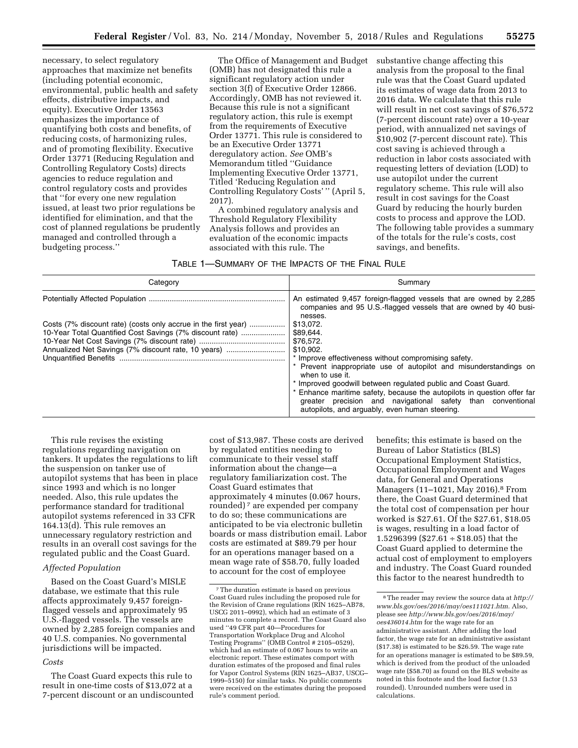necessary, to select regulatory approaches that maximize net benefits (including potential economic, environmental, public health and safety effects, distributive impacts, and equity). Executive Order 13563 emphasizes the importance of quantifying both costs and benefits, of reducing costs, of harmonizing rules, and of promoting flexibility. Executive Order 13771 (Reducing Regulation and Controlling Regulatory Costs) directs agencies to reduce regulation and control regulatory costs and provides that "for every one new regulation issued, at least two prior regulations be identified for elimination, and that the cost of planned regulations be prudently managed and controlled through a budgeting process."

The Office of Management and Budget (OMB) has not designated this rule a significant regulatory action under section 3(f) of Executive Order 12866. Accordingly, OMB has not reviewed it. Because this rule is not a significant regulatory action, this rule is exempt from the requirements of Executive Order 13771. This rule is considered to be an Executive Order 13771 deregulatory action. *See* OMB's Memorandum titled "Guidance Implementing Executive Order 13771, Titled 'Reducing Regulation and Controlling Regulatory Costs' " (April 5, 2017).

A combined regulatory analysis and Threshold Regulatory Flexibility Analysis follows and provides an evaluation of the economic impacts associated with this rule. The substantive change affecting this analysis from the proposal to the final rule was that the Coast Guard updated its estimates of wage data from 2013 to 2016 data. We calculate that this rule will result in net cost savings of $76,572 (7-percent discount rate) over a 10-year period, with annualized net savings of $10,902 (7-percent discount rate). This cost saving is achieved through a reduction in labor costs associated with requesting letters of deviation (LOD) to use autopilot under the current regulatory scheme. This rule will also result in cost savings for the Coast Guard by reducing the hourly burden costs to process and approve the LOD. The following table provides a summary of the totals for the rule's costs, cost savings, and benefits.

TABLE 1—SUMMARY OF THE IMPACTS OF THE FINAL RULE

| Category | Summary |
|---|---|
| Potentially Affected Population | An estimated 9,457 foreign-flagged vessels that are owned by 2,285 companies and 95 U.S.-flagged vessels that are owned by 40 businesses. |
| Costs (7% discount rate) (costs only accrue in the first year) | $13,072. |
| 10-Year Total Quantified Cost Savings (7% discount rate) | $89,644. |
| 10-Year Net Cost Savings (7% discount rate) | $76,572. |
| Annualized Net Savings (7% discount rate, 10 years) | $10,902. |
| Unquantified Benefits | * Improve effectiveness without compromising safety.<br>* Prevent inappropriate use of autopilot and misunderstandings on when to use it.<br>* Improved goodwill between regulated public and Coast Guard.<br>* Enhance maritime safety, because the autopilots in question offer far greater precision and navigational safety than conventional autopilots, and arguably, even human steering. |

This rule revises the existing regulations regarding navigation on tankers. It updates the regulations to lift the suspension on tanker use of autopilot systems that has been in place since 1993 and which is no longer needed. Also, this rule updates the performance standard for traditional autopilot systems referenced in 33 CFR 164.13(d). This rule removes an unnecessary regulatory restriction and results in an overall cost savings for the regulated public and the Coast Guard.

*Affected Population*

Based on the Coast Guard's MISLE database, we estimate that this rule affects approximately 9,457 foreign-flagged vessels and approximately 95 U.S.-flagged vessels. The vessels are owned by 2,285 foreign companies and 40 U.S. companies. No governmental jurisdictions will be impacted.

*Costs*

The Coast Guard expects this rule to result in one-time costs of $13,072 at a 7-percent discount or an undiscounted cost of $13,987. These costs are derived by regulated entities needing to communicate to their vessel staff information about the change—a regulatory familiarization cost. The Coast Guard estimates that approximately 4 minutes (0.067 hours, rounded)[7] are expended per company to do so; these communications are anticipated to be via electronic bulletin boards or mass distribution email. Labor costs are estimated at $89.79 per hour for an operations manager based on a mean wage rate of $58.70, fully loaded to account for the cost of employee benefits; this estimate is based on the Bureau of Labor Statistics (BLS) Occupational Employment Statistics, Occupational Employment and Wages data, for General and Operations Managers (11–1021, May 2016).[8] From there, the Coast Guard determined that the total cost of compensation per hour worked is $27.61. Of the $27.61, $18.05 is wages, resulting in a load factor of 1.5296399 ($27.61 ÷ $18.05) that the Coast Guard applied to determine the actual cost of employment to employers and industry. The Coast Guard rounded this factor to the nearest hundredth to

[7] The duration estimate is based on previous Coast Guard rules including the proposed rule for the Revision of Crane regulations (RIN 1625–AB78, USCG 2011–0992), which had an estimate of 3 minutes to complete a record. The Coast Guard also used "49 CFR part 40—Procedures for Transportation Workplace Drug and Alcohol Testing Programs" (OMB Control # 2105–0529), which had an estimate of 0.067 hours to write an electronic report. These estimates comport with duration estimates of the proposed and final rules for Vapor Control Systems (RIN 1625–AB37, USCG–1999–5150) for similar tasks. No public comments were received on the estimates during the proposed rule's comment period.

[8] The reader may review the source data at *http://www.bls.gov/oes/2016/may/oes111021.htm*. Also, please see *http://www.bls.gov/oes/2016/may/oes436014.htm* for the wage rate for an administrative assistant. After adding the load factor, the wage rate for an administrative assistant ($17.38) is estimated to be $26.59. The wage rate for an operations manager is estimated to be $89.59, which is derived from the product of the unloaded wage rate ($58.70) as found on the BLS website as noted in this footnote and the load factor (1.53 rounded). Unrounded numbers were used in calculations.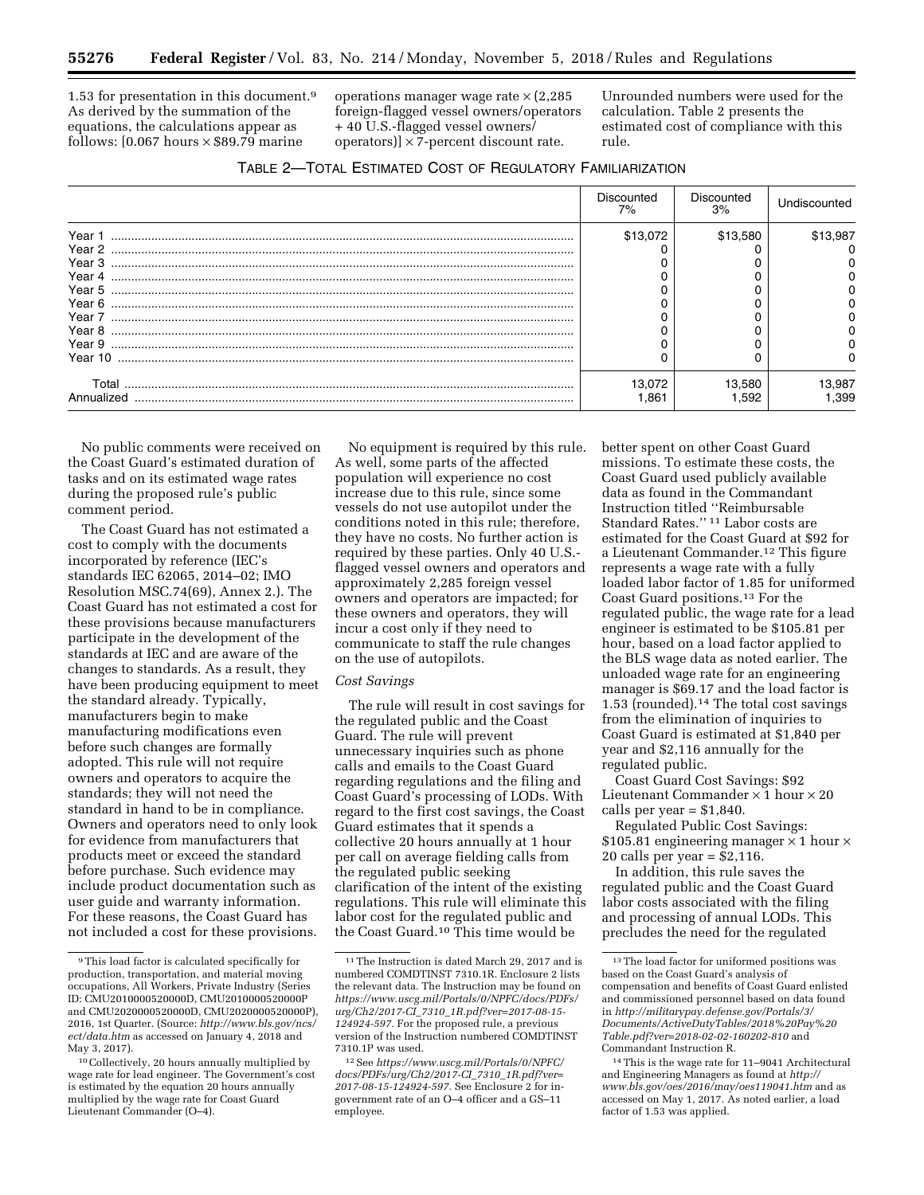1.53 for presentation in this document.[9] As derived by the summation of the equations, the calculations appear as follows: [0.067 hours × $89.79 marine operations manager wage rate × (2,285 foreign-flagged vessel owners/operators + 40 U.S.-flagged vessel owners/operators)] × 7-percent discount rate. Unrounded numbers were used for the calculation. Table 2 presents the estimated cost of compliance with this rule.

TABLE 2—TOTAL ESTIMATED COST OF REGULATORY FAMILIARIZATION

| | Discounted 7% | Discounted 3% | Undiscounted |
|---|---|---|---|
| Year 1 | $13,072 | $13,580 | $13,987 |
| Year 2 | 0 | 0 | 0 |
| Year 3 | 0 | 0 | 0 |
| Year 4 | 0 | 0 | 0 |
| Year 5 | 0 | 0 | 0 |
| Year 6 | 0 | 0 | 0 |
| Year 7 | 0 | 0 | 0 |
| Year 8 | 0 | 0 | 0 |
| Year 9 | 0 | 0 | 0 |
| Year 10 | 0 | 0 | 0 |
| Total | 13,072 | 13,580 | 13,987 |
| Annualized | 1,861 | 1,592 | 1,399 |

No public comments were received on the Coast Guard's estimated duration of tasks and on its estimated wage rates during the proposed rule's public comment period.

The Coast Guard has not estimated a cost to comply with the documents incorporated by reference (IEC's standards IEC 62065, 2014–02; IMO Resolution MSC.74(69), Annex 2.). The Coast Guard has not estimated a cost for these provisions because manufacturers participate in the development of the standards at IEC and are aware of the changes to standards. As a result, they have been producing equipment to meet the standard already. Typically, manufacturers begin to make manufacturing modifications even before such changes are formally adopted. This rule will not require owners and operators to acquire the standards; they will not need the standard in hand to be in compliance. Owners and operators need to only look for evidence from manufacturers that products meet or exceed the standard before purchase. Such evidence may include product documentation such as user guide and warranty information. For these reasons, the Coast Guard has not included a cost for these provisions.

No equipment is required by this rule. As well, some parts of the affected population will experience no cost increase due to this rule, since some vessels do not use autopilot under the conditions noted in this rule; therefore, they have no costs. No further action is required by these parties. Only 40 U.S.-flagged vessel owners and operators and approximately 2,285 foreign vessel owners and operators are impacted; for these owners and operators, they will incur a cost only if they need to communicate to staff the rule changes on the use of autopilots.

*Cost Savings*

The rule will result in cost savings for the regulated public and the Coast Guard. The rule will prevent unnecessary inquiries such as phone calls and emails to the Coast Guard regarding regulations and the filing and Coast Guard's processing of LODs. With regard to the first cost savings, the Coast Guard estimates that it spends a collective 20 hours annually at 1 hour per call on average fielding calls from the regulated public seeking clarification of the intent of the existing regulations. This rule will eliminate this labor cost for the regulated public and the Coast Guard.[10] This time would be better spent on other Coast Guard missions. To estimate these costs, the Coast Guard used publicly available data as found in the Commandant Instruction titled "Reimbursable Standard Rates." [11] Labor costs are estimated for the Coast Guard at $92 for a Lieutenant Commander.[12] This figure represents a wage rate with a fully loaded labor factor of 1.85 for uniformed Coast Guard positions.[13] For the regulated public, the wage rate for a lead engineer is estimated to be $105.81 per hour, based on a load factor applied to the BLS wage data as noted earlier. The unloaded wage rate for an engineering manager is $69.17 and the load factor is 1.53 (rounded).[14] The total cost savings from the elimination of inquiries to Coast Guard is estimated at $1,840 per year and $2,116 annually for the regulated public.

Coast Guard Cost Savings: $92 Lieutenant Commander × 1 hour × 20 calls per year = $1,840.

Regulated Public Cost Savings: $105.81 engineering manager × 1 hour × 20 calls per year = $2,116.

In addition, this rule saves the regulated public and the Coast Guard labor costs associated with the filing and processing of annual LODs. This precludes the need for the regulated

---

[9] This load factor is calculated specifically for production, transportation, and material moving occupations, All Workers, Private Industry (Series ID: CMU2010000520000D, CMU2010000520000P and CMU2020000520000D, CMU2020000520000P), 2016, 1st Quarter. (Source: *http://www.bls.gov/ncs/ect/data.htm* as accessed on January 4, 2018 and May 3, 2017).

[10] Collectively, 20 hours annually multiplied by wage rate for lead engineer. The Government's cost is estimated by the equation 20 hours annually multiplied by the wage rate for Coast Guard Lieutenant Commander (O–4).

[11] The Instruction is dated March 29, 2017 and is numbered COMDTINST 7310.1R. Enclosure 2 lists the relevant data. The Instruction may be found on *https://www.uscg.mil/Portals/0/NPFC/docs/PDFs/urg/Ch2/2017-CI_7310_1R.pdf?ver=2017-08-15-124924-597.* For the proposed rule, a previous version of the Instruction numbered COMDTINST 7310.1P was used.

[12] See *https://www.uscg.mil/Portals/0/NPFC/docs/PDFs/urg/Ch2/2017-CI_7310_1R.pdf?ver=2017-08-15-124924-597.* See Enclosure 2 for in-government rate of an O–4 officer and a GS–11 employee.

[13] The load factor for uniformed positions was based on the Coast Guard's analysis of compensation and benefits of Coast Guard enlisted and commissioned personnel based on data found in *http://militarypay.defense.gov/Portals/3/Documents/ActiveDutyTables/2018%20Pay%20Table.pdf?ver=2018-02-02-160202-810* and Commandant Instruction R.

[14] This is the wage rate for 11–9041 Architectural and Engineering Managers as found at *http://www.bls.gov/oes/2016/may/oes119041.htm* and as accessed on May 1, 2017. As noted earlier, a load factor of 1.53 was applied.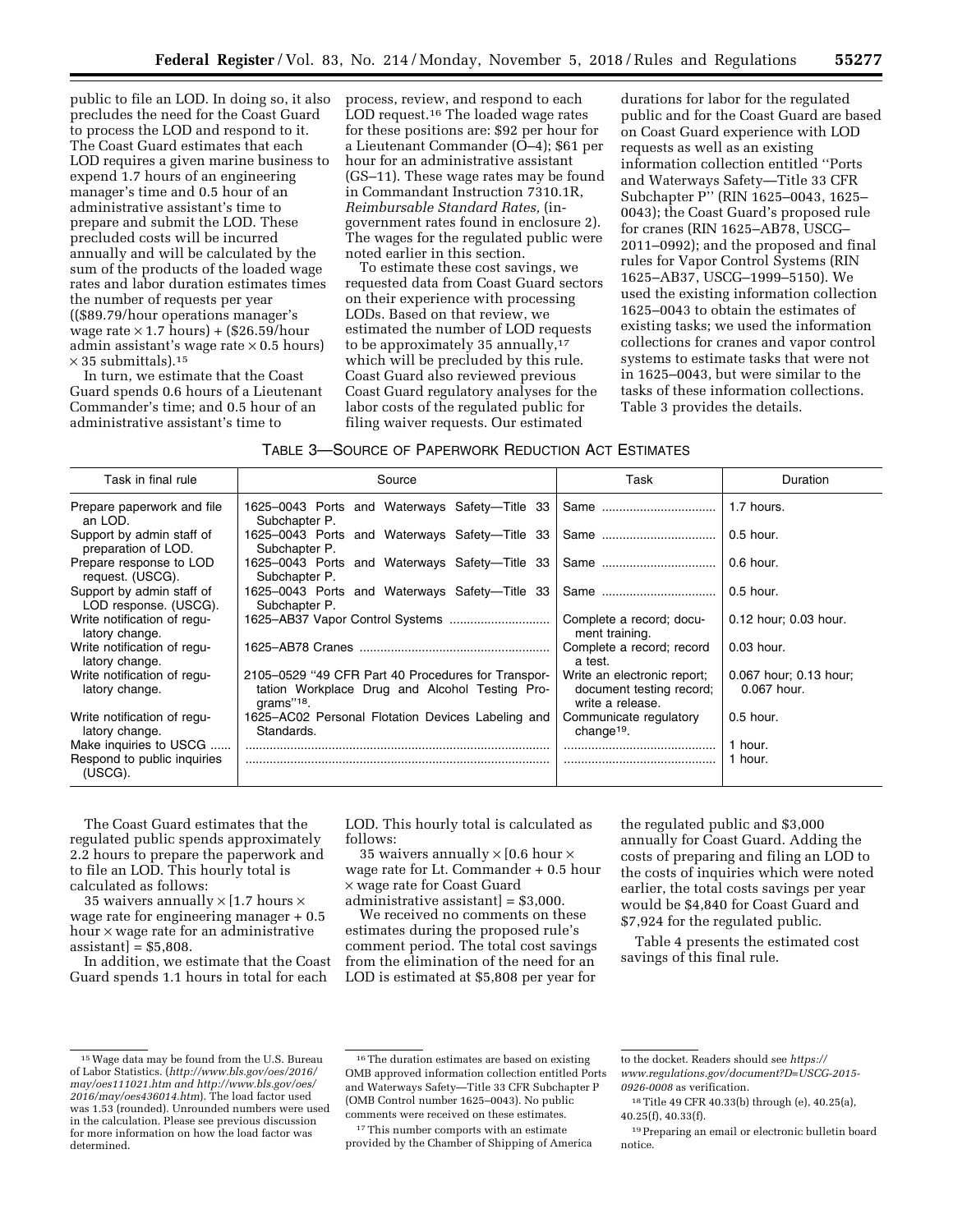public to file an LOD. In doing so, it also precludes the need for the Coast Guard to process the LOD and respond to it. The Coast Guard estimates that each LOD requires a given marine business to expend 1.7 hours of an engineering manager's time and 0.5 hour of an administrative assistant's time to prepare and submit the LOD. These precluded costs will be incurred annually and will be calculated by the sum of the products of the loaded wage rates and labor duration estimates times the number of requests per year (($89.79/hour operations manager's wage rate × 1.7 hours) + ($26.59/hour admin assistant's wage rate × 0.5 hours) × 35 submittals).[15]

In turn, we estimate that the Coast Guard spends 0.6 hours of a Lieutenant Commander's time; and 0.5 hour of an administrative assistant's time to process, review, and respond to each LOD request.[16] The loaded wage rates for these positions are: $92 per hour for a Lieutenant Commander (O–4); $61 per hour for an administrative assistant (GS–11). These wage rates may be found in Commandant Instruction 7310.1R, *Reimbursable Standard Rates,* (in-government rates found in enclosure 2). The wages for the regulated public were noted earlier in this section.

To estimate these cost savings, we requested data from Coast Guard sectors on their experience with processing LODs. Based on that review, we estimated the number of LOD requests to be approximately 35 annually,[17] which will be precluded by this rule. Coast Guard also reviewed previous Coast Guard regulatory analyses for the labor costs of the regulated public for filing waiver requests. Our estimated durations for labor for the regulated public and for the Coast Guard are based on Coast Guard experience with LOD requests as well as an existing information collection entitled ''Ports and Waterways Safety—Title 33 CFR Subchapter P'' (RIN 1625–0043, 1625–0043); the Coast Guard's proposed rule for cranes (RIN 1625–AB78, USCG–2011–0992); and the proposed and final rules for Vapor Control Systems (RIN 1625–AB37, USCG–1999–5150). We used the existing information collection 1625–0043 to obtain the estimates of existing tasks; we used the information collections for cranes and vapor control systems to estimate tasks that were not in 1625–0043, but were similar to the tasks of these information collections. Table 3 provides the details.

TABLE 3—SOURCE OF PAPERWORK REDUCTION ACT ESTIMATES

| Task in final rule | Source | Task | Duration |
|---|---|---|---|
| Prepare paperwork and file an LOD. | 1625–0043 Ports and Waterways Safety—Title 33 Subchapter P. | Same | 1.7 hours. |
| Support by admin staff of preparation of LOD. | 1625–0043 Ports and Waterways Safety—Title 33 Subchapter P. | Same | 0.5 hour. |
| Prepare response to LOD request. (USCG). | 1625–0043 Ports and Waterways Safety—Title 33 Subchapter P. | Same | 0.6 hour. |
| Support by admin staff of LOD response. (USCG). | 1625–0043 Ports and Waterways Safety—Title 33 Subchapter P. | Same | 0.5 hour. |
| Write notification of regulatory change. | 1625–AB37 Vapor Control Systems | Complete a record; document training. | 0.12 hour; 0.03 hour. |
| Write notification of regulatory change. | 1625–AB78 Cranes | Complete a record; record a test. | 0.03 hour. |
| Write notification of regulatory change. | 2105–0529 ''49 CFR Part 40 Procedures for Transportation Workplace Drug and Alcohol Testing Programs''[18]. | Write an electronic report; document testing record; write a release. | 0.067 hour; 0.13 hour; 0.067 hour. |
| Write notification of regulatory change. | 1625–AC02 Personal Flotation Devices Labeling and Standards. | Communicate regulatory change[19]. | 0.5 hour. |
| Make inquiries to USCG | | | 1 hour. |
| Respond to public inquiries (USCG). | | | 1 hour. |

The Coast Guard estimates that the regulated public spends approximately 2.2 hours to prepare the paperwork and to file an LOD. This hourly total is calculated as follows:

35 waivers annually × [1.7 hours × wage rate for engineering manager + 0.5 hour × wage rate for an administrative assistant] = $5,808.

In addition, we estimate that the Coast Guard spends 1.1 hours in total for each LOD. This hourly total is calculated as follows:

35 waivers annually × [0.6 hour × wage rate for Lt. Commander + 0.5 hour × wage rate for Coast Guard administrative assistant] = $3,000.

We received no comments on these estimates during the proposed rule's comment period. The total cost savings from the elimination of the need for an LOD is estimated at $5,808 per year for the regulated public and $3,000 annually for Coast Guard. Adding the costs of preparing and filing an LOD to the costs of inquiries which were noted earlier, the total costs savings per year would be $4,840 for Coast Guard and $7,924 for the regulated public.

Table 4 presents the estimated cost savings of this final rule.

---

[15] Wage data may be found from the U.S. Bureau of Labor Statistics. (*http://www.bls.gov/oes/2016/may/oes111021.htm and http://www.bls.gov/oes/2016/may/oes436014.htm*). The load factor used was 1.53 (rounded). Unrounded numbers were used in the calculation. Please see previous discussion for more information on how the load factor was determined.

[16] The duration estimates are based on existing OMB approved information collection entitled Ports and Waterways Safety—Title 33 CFR Subchapter P (OMB Control number 1625–0043). No public comments were received on these estimates.

[17] This number comports with an estimate provided by the Chamber of Shipping of America to the docket. Readers should see *https://www.regulations.gov/document?D=USCG-2015-0926-0008* as verification.

[18] Title 49 CFR 40.33(b) through (e), 40.25(a), 40.25(f), 40.33(f).

[19] Preparing an email or electronic bulletin board notice.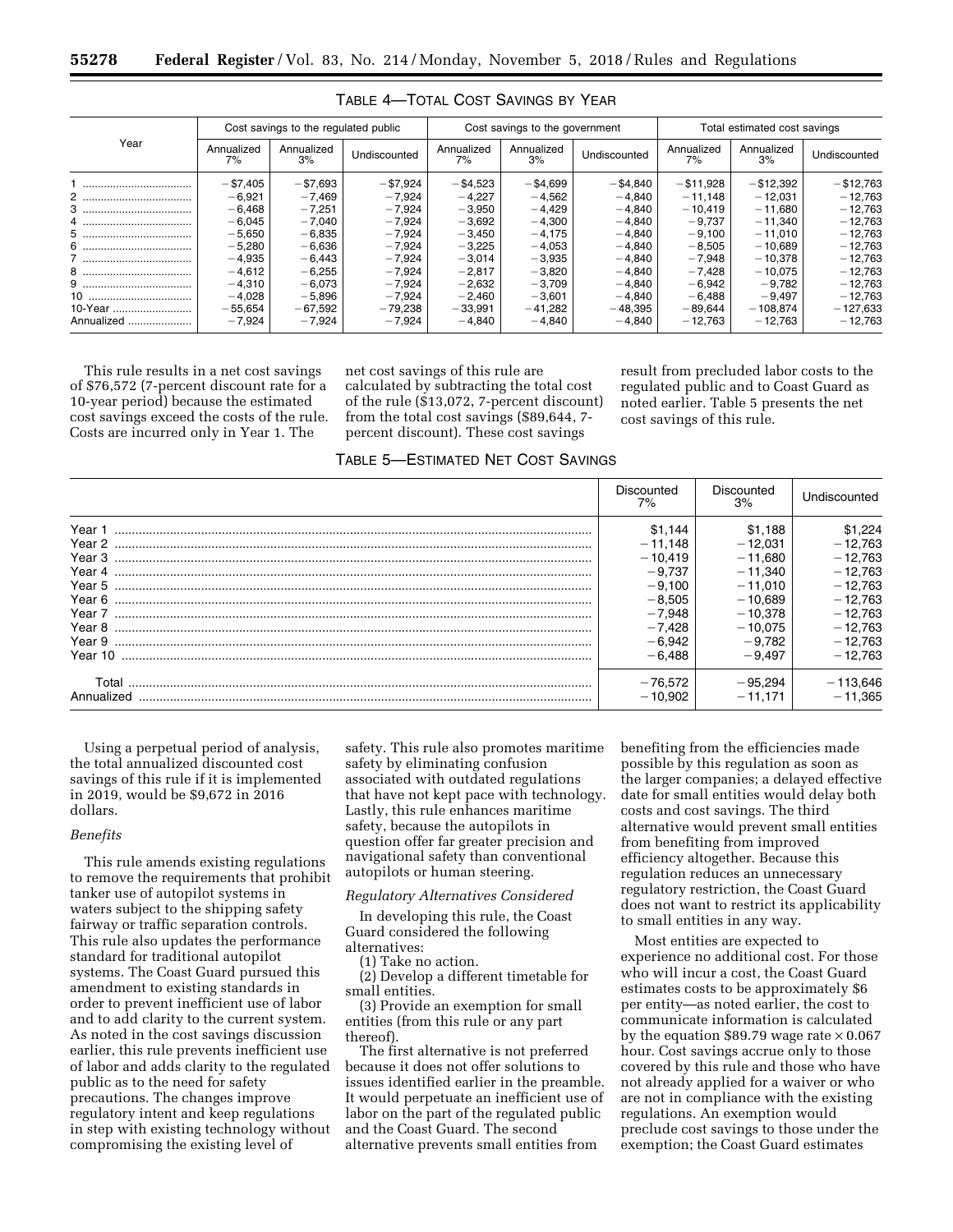TABLE 4—TOTAL COST SAVINGS BY YEAR

| Year | Cost savings to the regulated public | | | Cost savings to the government | | | Total estimated cost savings | | |
|---|---|---|---|---|---|---|---|---|---|
| | Annualized 7% | Annualized 3% | Undiscounted | Annualized 7% | Annualized 3% | Undiscounted | Annualized 7% | Annualized 3% | Undiscounted |
| 1 | −$7,405 | −$7,693 | −$7,924 | −$4,523 | −$4,699 | −$4,840 | −$11,928 | −$12,392 | −$12,763 |
| 2 | −6,921 | −7,469 | −7,924 | −4,227 | −4,562 | −4,840 | −11,148 | −12,031 | −12,763 |
| 3 | −6,468 | −7,251 | −7,924 | −3,950 | −4,429 | −4,840 | −10,419 | −11,680 | −12,763 |
| 4 | −6,045 | −7,040 | −7,924 | −3,692 | −4,300 | −4,840 | −9,737 | −11,340 | −12,763 |
| 5 | −5,650 | −6,835 | −7,924 | −3,450 | −4,175 | −4,840 | −9,100 | −11,010 | −12,763 |
| 6 | −5,280 | −6,636 | −7,924 | −3,225 | −4,053 | −4,840 | −8,505 | −10,689 | −12,763 |
| 7 | −4,935 | −6,443 | −7,924 | −3,014 | −3,935 | −4,840 | −7,948 | −10,378 | −12,763 |
| 8 | −4,612 | −6,255 | −7,924 | −2,817 | −3,820 | −4,840 | −7,428 | −10,075 | −12,763 |
| 9 | −4,310 | −6,073 | −7,924 | −2,632 | −3,709 | −4,840 | −6,942 | −9,782 | −12,763 |
| 10 | −4,028 | −5,896 | −7,924 | −2,460 | −3,601 | −4,840 | −6,488 | −9,497 | −12,763 |
| 10-Year | −55,654 | −67,592 | −79,238 | −33,991 | −41,282 | −48,395 | −89,644 | −108,874 | −127,633 |
| Annualized | −7,924 | −7,924 | −7,924 | −4,840 | −4,840 | −4,840 | −12,763 | −12,763 | −12,763 |

This rule results in a net cost savings of $76,572 (7-percent discount rate for a 10-year period) because the estimated cost savings exceed the costs of the rule. Costs are incurred only in Year 1. The net cost savings of this rule are calculated by subtracting the total cost of the rule ($13,072, 7-percent discount) from the total cost savings ($89,644, 7-percent discount). These cost savings result from precluded labor costs to the regulated public and to Coast Guard as noted earlier. Table 5 presents the net cost savings of this rule.

TABLE 5—ESTIMATED NET COST SAVINGS

| | Discounted 7% | Discounted 3% | Undiscounted |
|---|---|---|---|
| Year 1 | $1,144 | $1,188 | $1,224 |
| Year 2 | −11,148 | −12,031 | −12,763 |
| Year 3 | −10,419 | −11,680 | −12,763 |
| Year 4 | −9,737 | −11,340 | −12,763 |
| Year 5 | −9,100 | −11,010 | −12,763 |
| Year 6 | −8,505 | −10,689 | −12,763 |
| Year 7 | −7,948 | −10,378 | −12,763 |
| Year 8 | −7,428 | −10,075 | −12,763 |
| Year 9 | −6,942 | −9,782 | −12,763 |
| Year 10 | −6,488 | −9,497 | −12,763 |
| Total | −76,572 | −95,294 | −113,646 |
| Annualized | −10,902 | −11,171 | −11,365 |

Using a perpetual period of analysis, the total annualized discounted cost savings of this rule if it is implemented in 2019, would be $9,672 in 2016 dollars.

*Benefits*

This rule amends existing regulations to remove the requirements that prohibit tanker use of autopilot systems in waters subject to the shipping safety fairway or traffic separation controls. This rule also updates the performance standard for traditional autopilot systems. The Coast Guard pursued this amendment to existing standards in order to prevent inefficient use of labor and to add clarity to the current system. As noted in the cost savings discussion earlier, this rule prevents inefficient use of labor and adds clarity to the regulated public as to the need for safety precautions. The changes improve regulatory intent and keep regulations in step with existing technology without compromising the existing level of safety. This rule also promotes maritime safety by eliminating confusion associated with outdated regulations that have not kept pace with technology. Lastly, this rule enhances maritime safety, because the autopilots in question offer far greater precision and navigational safety than conventional autopilots or human steering.

*Regulatory Alternatives Considered*

In developing this rule, the Coast Guard considered the following alternatives:

(1) Take no action.

(2) Develop a different timetable for small entities.

(3) Provide an exemption for small entities (from this rule or any part thereof).

The first alternative is not preferred because it does not offer solutions to issues identified earlier in the preamble. It would perpetuate an inefficient use of labor on the part of the regulated public and the Coast Guard. The second alternative prevents small entities from benefiting from the efficiencies made possible by this regulation as soon as the larger companies; a delayed effective date for small entities would delay both costs and cost savings. The third alternative would prevent small entities from benefiting from improved efficiency altogether. Because this regulation reduces an unnecessary regulatory restriction, the Coast Guard does not want to restrict its applicability to small entities in any way.

Most entities are expected to experience no additional cost. For those who will incur a cost, the Coast Guard estimates costs to be approximately $6 per entity—as noted earlier, the cost to communicate information is calculated by the equation $89.79 wage rate × 0.067 hour. Cost savings accrue only to those covered by this rule and those who have not already applied for a waiver or who are not in compliance with the existing regulations. An exemption would preclude cost savings to those under the exemption; the Coast Guard estimates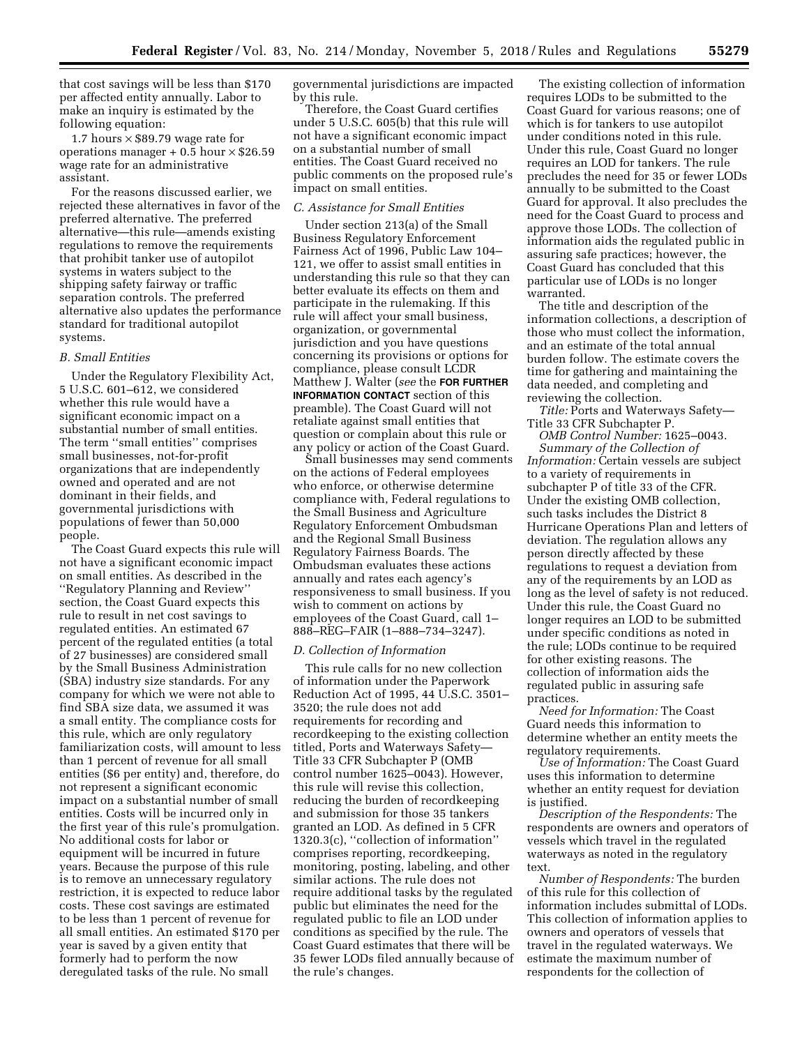that cost savings will be less than $170 per affected entity annually. Labor to make an inquiry is estimated by the following equation:

1.7 hours × $89.79 wage rate for operations manager + 0.5 hour × $26.59 wage rate for an administrative assistant.

For the reasons discussed earlier, we rejected these alternatives in favor of the preferred alternative. The preferred alternative—this rule—amends existing regulations to remove the requirements that prohibit tanker use of autopilot systems in waters subject to the shipping safety fairway or traffic separation controls. The preferred alternative also updates the performance standard for traditional autopilot systems.

### *B. Small Entities*

Under the Regulatory Flexibility Act, 5 U.S.C. 601–612, we considered whether this rule would have a significant economic impact on a substantial number of small entities. The term ''small entities'' comprises small businesses, not-for-profit organizations that are independently owned and operated and are not dominant in their fields, and governmental jurisdictions with populations of fewer than 50,000 people.

The Coast Guard expects this rule will not have a significant economic impact on small entities. As described in the ''Regulatory Planning and Review'' section, the Coast Guard expects this rule to result in net cost savings to regulated entities. An estimated 67 percent of the regulated entities (a total of 27 businesses) are considered small by the Small Business Administration (SBA) industry size standards. For any company for which we were not able to find SBA size data, we assumed it was a small entity. The compliance costs for this rule, which are only regulatory familiarization costs, will amount to less than 1 percent of revenue for all small entities ($6 per entity) and, therefore, do not represent a significant economic impact on a substantial number of small entities. Costs will be incurred only in the first year of this rule's promulgation. No additional costs for labor or equipment will be incurred in future years. Because the purpose of this rule is to remove an unnecessary regulatory restriction, it is expected to reduce labor costs. These cost savings are estimated to be less than 1 percent of revenue for all small entities. An estimated $170 per year is saved by a given entity that formerly had to perform the now deregulated tasks of the rule. No small governmental jurisdictions are impacted by this rule.

Therefore, the Coast Guard certifies under 5 U.S.C. 605(b) that this rule will not have a significant economic impact on a substantial number of small entities. The Coast Guard received no public comments on the proposed rule's impact on small entities.

### *C. Assistance for Small Entities*

Under section 213(a) of the Small Business Regulatory Enforcement Fairness Act of 1996, Public Law 104–121, we offer to assist small entities in understanding this rule so that they can better evaluate its effects on them and participate in the rulemaking. If this rule will affect your small business, organization, or governmental jurisdiction and you have questions concerning its provisions or options for compliance, please consult LCDR Matthew J. Walter (*see* the **FOR FURTHER INFORMATION CONTACT** section of this preamble). The Coast Guard will not retaliate against small entities that question or complain about this rule or any policy or action of the Coast Guard.

Small businesses may send comments on the actions of Federal employees who enforce, or otherwise determine compliance with, Federal regulations to the Small Business and Agriculture Regulatory Enforcement Ombudsman and the Regional Small Business Regulatory Fairness Boards. The Ombudsman evaluates these actions annually and rates each agency's responsiveness to small business. If you wish to comment on actions by employees of the Coast Guard, call 1–888–REG–FAIR (1–888–734–3247).

### *D. Collection of Information*

This rule calls for no new collection of information under the Paperwork Reduction Act of 1995, 44 U.S.C. 3501–3520; the rule does not add requirements for recording and recordkeeping to the existing collection titled, Ports and Waterways Safety—Title 33 CFR Subchapter P (OMB control number 1625–0043). However, this rule will revise this collection, reducing the burden of recordkeeping and submission for those 35 tankers granted an LOD. As defined in 5 CFR 1320.3(c), ''collection of information'' comprises reporting, recordkeeping, monitoring, posting, labeling, and other similar actions. The rule does not require additional tasks by the regulated public but eliminates the need for the regulated public to file an LOD under conditions as specified by the rule. The Coast Guard estimates that there will be 35 fewer LODs filed annually because of the rule's changes.

The existing collection of information requires LODs to be submitted to the Coast Guard for various reasons; one of which is for tankers to use autopilot under conditions noted in this rule. Under this rule, Coast Guard no longer requires an LOD for tankers. The rule precludes the need for 35 or fewer LODs annually to be submitted to the Coast Guard for approval. It also precludes the need for the Coast Guard to process and approve those LODs. The collection of information aids the regulated public in assuring safe practices; however, the Coast Guard has concluded that this particular use of LODs is no longer warranted.

The title and description of the information collections, a description of those who must collect the information, and an estimate of the total annual burden follow. The estimate covers the time for gathering and maintaining the data needed, and completing and reviewing the collection.

*Title:* Ports and Waterways Safety—Title 33 CFR Subchapter P.

*OMB Control Number:* 1625–0043.

*Summary of the Collection of Information:* Certain vessels are subject to a variety of requirements in subchapter P of title 33 of the CFR. Under the existing OMB collection, such tasks includes the District 8 Hurricane Operations Plan and letters of deviation. The regulation allows any person directly affected by these regulations to request a deviation from any of the requirements by an LOD as long as the level of safety is not reduced. Under this rule, the Coast Guard no longer requires an LOD to be submitted under specific conditions as noted in the rule; LODs continue to be required for other existing reasons. The collection of information aids the regulated public in assuring safe practices.

*Need for Information:* The Coast Guard needs this information to determine whether an entity meets the regulatory requirements.

*Use of Information:* The Coast Guard uses this information to determine whether an entity request for deviation is justified.

*Description of the Respondents:* The respondents are owners and operators of vessels which travel in the regulated waterways as noted in the regulatory text.

*Number of Respondents:* The burden of this rule for this collection of information includes submittal of LODs. This collection of information applies to owners and operators of vessels that travel in the regulated waterways. We estimate the maximum number of respondents for the collection of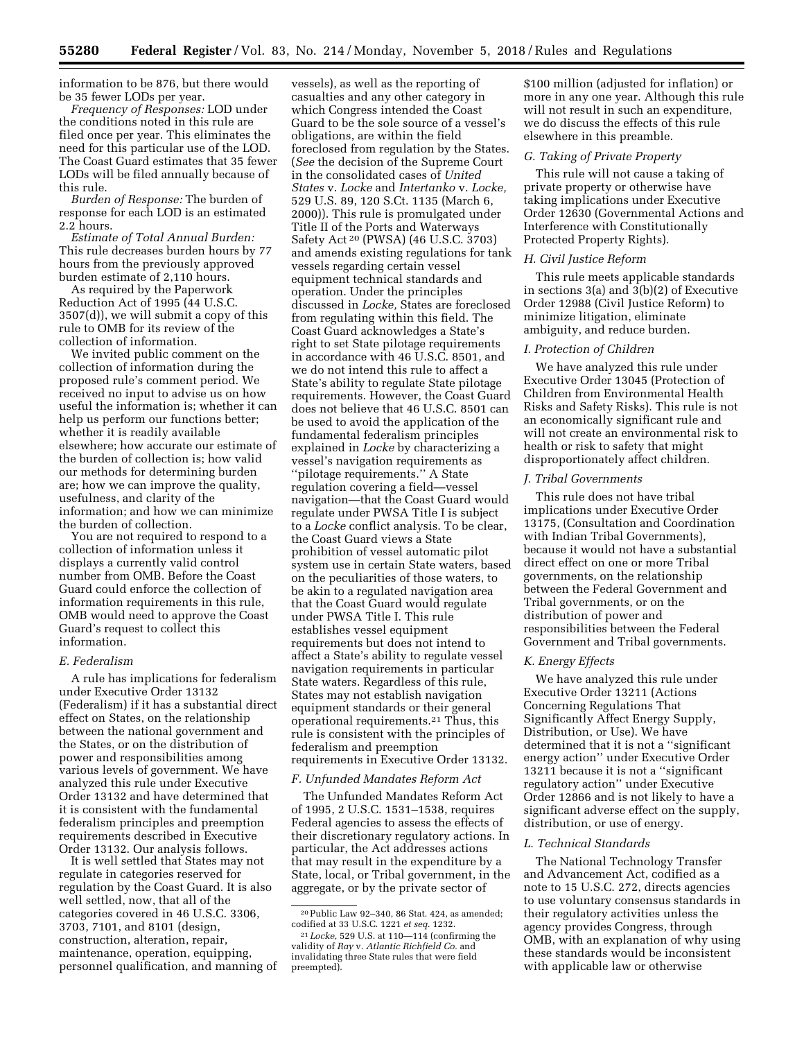information to be 876, but there would be 35 fewer LODs per year.

*Frequency of Responses:* LOD under the conditions noted in this rule are filed once per year. This eliminates the need for this particular use of the LOD. The Coast Guard estimates that 35 fewer LODs will be filed annually because of this rule.

*Burden of Response:* The burden of response for each LOD is an estimated 2.2 hours.

*Estimate of Total Annual Burden:* This rule decreases burden hours by 77 hours from the previously approved burden estimate of 2,110 hours.

As required by the Paperwork Reduction Act of 1995 (44 U.S.C. 3507(d)), we will submit a copy of this rule to OMB for its review of the collection of information.

We invited public comment on the collection of information during the proposed rule's comment period. We received no input to advise us on how useful the information is; whether it can help us perform our functions better; whether it is readily available elsewhere; how accurate our estimate of the burden of collection is; how valid our methods for determining burden are; how we can improve the quality, usefulness, and clarity of the information; and how we can minimize the burden of collection.

You are not required to respond to a collection of information unless it displays a currently valid control number from OMB. Before the Coast Guard could enforce the collection of information requirements in this rule, OMB would need to approve the Coast Guard's request to collect this information.

### E. Federalism

A rule has implications for federalism under Executive Order 13132 (Federalism) if it has a substantial direct effect on States, on the relationship between the national government and the States, or on the distribution of power and responsibilities among various levels of government. We have analyzed this rule under Executive Order 13132 and have determined that it is consistent with the fundamental federalism principles and preemption requirements described in Executive Order 13132. Our analysis follows.

It is well settled that States may not regulate in categories reserved for regulation by the Coast Guard. It is also well settled, now, that all of the categories covered in 46 U.S.C. 3306, 3703, 7101, and 8101 (design, construction, alteration, repair, maintenance, operation, equipping, personnel qualification, and manning of vessels), as well as the reporting of casualties and any other category in which Congress intended the Coast Guard to be the sole source of a vessel's obligations, are within the field foreclosed from regulation by the States. (*See* the decision of the Supreme Court in the consolidated cases of *United States* v. *Locke* and *Intertanko* v. *Locke,* 529 U.S. 89, 120 S.Ct. 1135 (March 6, 2000)). This rule is promulgated under Title II of the Ports and Waterways Safety Act[20] (PWSA) (46 U.S.C. 3703) and amends existing regulations for tank vessels regarding certain vessel equipment technical standards and operation. Under the principles discussed in *Locke,* States are foreclosed from regulating within this field. The Coast Guard acknowledges a State's right to set State pilotage requirements in accordance with 46 U.S.C. 8501, and we do not intend this rule to affect a State's ability to regulate State pilotage requirements. However, the Coast Guard does not believe that 46 U.S.C. 8501 can be used to avoid the application of the fundamental federalism principles explained in *Locke* by characterizing a vessel's navigation requirements as ''pilotage requirements.'' A State regulation covering a field—vessel navigation—that the Coast Guard would regulate under PWSA Title I is subject to a *Locke* conflict analysis. To be clear, the Coast Guard views a State prohibition of vessel automatic pilot system use in certain State waters, based on the peculiarities of those waters, to be akin to a regulated navigation area that the Coast Guard would regulate under PWSA Title I. This rule establishes vessel equipment requirements but does not intend to affect a State's ability to regulate vessel navigation requirements in particular State waters. Regardless of this rule, States may not establish navigation equipment standards or their general operational requirements.[21] Thus, this rule is consistent with the principles of federalism and preemption requirements in Executive Order 13132.

### F. Unfunded Mandates Reform Act

The Unfunded Mandates Reform Act of 1995, 2 U.S.C. 1531–1538, requires Federal agencies to assess the effects of their discretionary regulatory actions. In particular, the Act addresses actions that may result in the expenditure by a State, local, or Tribal government, in the aggregate, or by the private sector of $100 million (adjusted for inflation) or more in any one year. Although this rule will not result in such an expenditure, we do discuss the effects of this rule elsewhere in this preamble.

### G. Taking of Private Property

This rule will not cause a taking of private property or otherwise have taking implications under Executive Order 12630 (Governmental Actions and Interference with Constitutionally Protected Property Rights).

### H. Civil Justice Reform

This rule meets applicable standards in sections 3(a) and 3(b)(2) of Executive Order 12988 (Civil Justice Reform) to minimize litigation, eliminate ambiguity, and reduce burden.

### I. Protection of Children

We have analyzed this rule under Executive Order 13045 (Protection of Children from Environmental Health Risks and Safety Risks). This rule is not an economically significant rule and will not create an environmental risk to health or risk to safety that might disproportionately affect children.

### J. Tribal Governments

This rule does not have tribal implications under Executive Order 13175, (Consultation and Coordination with Indian Tribal Governments), because it would not have a substantial direct effect on one or more Tribal governments, on the relationship between the Federal Government and Tribal governments, or on the distribution of power and responsibilities between the Federal Government and Tribal governments.

### K. Energy Effects

We have analyzed this rule under Executive Order 13211 (Actions Concerning Regulations That Significantly Affect Energy Supply, Distribution, or Use). We have determined that it is not a ''significant energy action'' under Executive Order 13211 because it is not a ''significant regulatory action'' under Executive Order 12866 and is not likely to have a significant adverse effect on the supply, distribution, or use of energy.

### L. Technical Standards

The National Technology Transfer and Advancement Act, codified as a note to 15 U.S.C. 272, directs agencies to use voluntary consensus standards in their regulatory activities unless the agency provides Congress, through OMB, with an explanation of why using these standards would be inconsistent with applicable law or otherwise

---

[20] Public Law 92–340, 86 Stat. 424, as amended; codified at 33 U.S.C. 1221 *et seq.* 1232.

[21] *Locke,* 529 U.S. at 110—114 (confirming the validity of *Ray* v. *Atlantic Richfield Co.* and invalidating three State rules that were field preempted).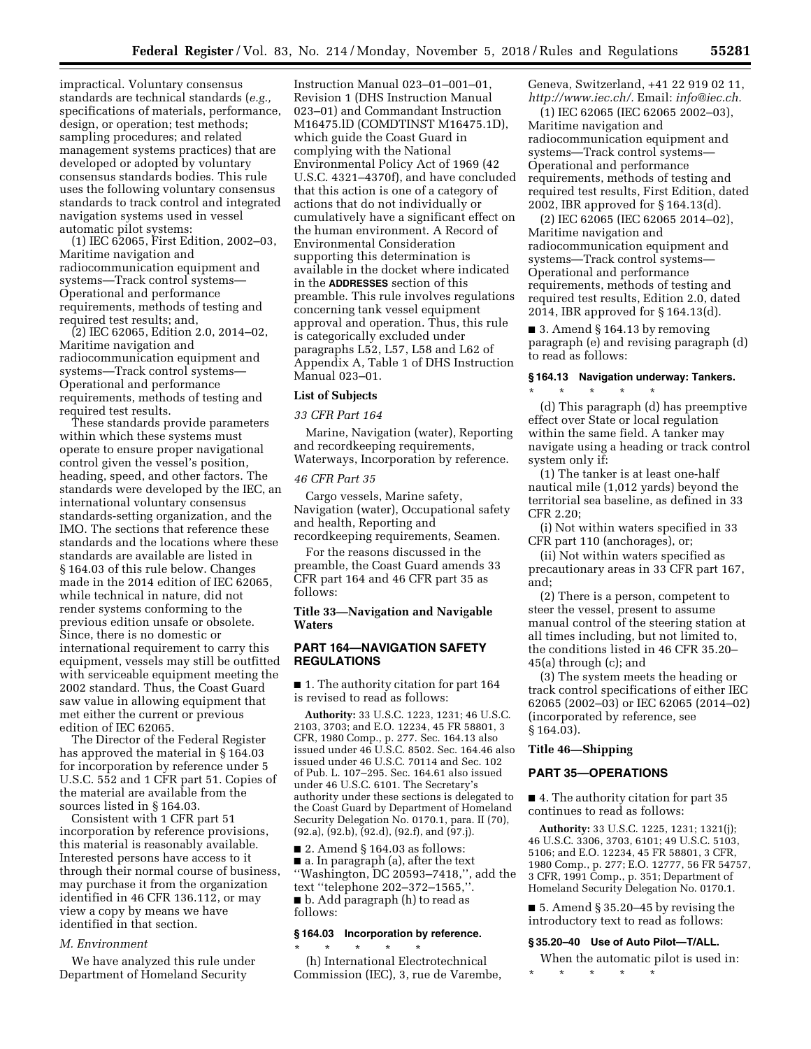impractical. Voluntary consensus standards are technical standards (*e.g.,* specifications of materials, performance, design, or operation; test methods; sampling procedures; and related management systems practices) that are developed or adopted by voluntary consensus standards bodies. This rule uses the following voluntary consensus standards to track control and integrated navigation systems used in vessel automatic pilot systems:

(1) IEC 62065, First Edition, 2002–03, Maritime navigation and radiocommunication equipment and systems—Track control systems—Operational and performance requirements, methods of testing and required test results; and,

(2) IEC 62065, Edition 2.0, 2014–02, Maritime navigation and radiocommunication equipment and systems—Track control systems—Operational and performance requirements, methods of testing and required test results.

These standards provide parameters within which these systems must operate to ensure proper navigational control given the vessel's position, heading, speed, and other factors. The standards were developed by the IEC, an international voluntary consensus standards-setting organization, and the IMO. The sections that reference these standards and the locations where these standards are available are listed in § 164.03 of this rule below. Changes made in the 2014 edition of IEC 62065, while technical in nature, did not render systems conforming to the previous edition unsafe or obsolete. Since, there is no domestic or international requirement to carry this equipment, vessels may still be outfitted with serviceable equipment meeting the 2002 standard. Thus, the Coast Guard saw value in allowing equipment that met either the current or previous edition of IEC 62065.

The Director of the Federal Register has approved the material in § 164.03 for incorporation by reference under 5 U.S.C. 552 and 1 CFR part 51. Copies of the material are available from the sources listed in § 164.03.

Consistent with 1 CFR part 51 incorporation by reference provisions, this material is reasonably available. Interested persons have access to it through their normal course of business, may purchase it from the organization identified in 46 CFR 136.112, or may view a copy by means we have identified in that section.

### *M. Environment*

We have analyzed this rule under Department of Homeland Security Instruction Manual 023–01–001–01, Revision 1 (DHS Instruction Manual 023–01) and Commandant Instruction M16475.lD (COMDTINST M16475.1D), which guide the Coast Guard in complying with the National Environmental Policy Act of 1969 (42 U.S.C. 4321–4370f), and have concluded that this action is one of a category of actions that do not individually or cumulatively have a significant effect on the human environment. A Record of Environmental Consideration supporting this determination is available in the docket where indicated in the **ADDRESSES** section of this preamble. This rule involves regulations concerning tank vessel equipment approval and operation. Thus, this rule is categorically excluded under paragraphs L52, L57, L58 and L62 of Appendix A, Table 1 of DHS Instruction Manual 023–01.

## List of Subjects

### *33 CFR Part 164*

Marine, Navigation (water), Reporting and recordkeeping requirements, Waterways, Incorporation by reference.

### *46 CFR Part 35*

Cargo vessels, Marine safety, Navigation (water), Occupational safety and health, Reporting and recordkeeping requirements, Seamen.

For the reasons discussed in the preamble, the Coast Guard amends 33 CFR part 164 and 46 CFR part 35 as follows:

## Title 33—Navigation and Navigable Waters

## PART 164—NAVIGATION SAFETY REGULATIONS

■ 1. The authority citation for part 164 is revised to read as follows:

**Authority:** 33 U.S.C. 1223, 1231; 46 U.S.C. 2103, 3703; and E.O. 12234, 45 FR 58801, 3 CFR, 1980 Comp., p. 277. Sec. 164.13 also issued under 46 U.S.C. 8502. Sec. 164.46 also issued under 46 U.S.C. 70114 and Sec. 102 of Pub. L. 107–295. Sec. 164.61 also issued under 46 U.S.C. 6101. The Secretary's authority under these sections is delegated to the Coast Guard by Department of Homeland Security Delegation No. 0170.1, para. II (70), (92.a), (92.b), (92.d), (92.f), and (97.j).

■ 2. Amend § 164.03 as follows:

■ a. In paragraph (a), after the text ''Washington, DC 20593–7418,'', add the text ''telephone 202–372–1565,''.

■ b. Add paragraph (h) to read as follows:

### § 164.03 Incorporation by reference.

\* \* \* \* \*

(h) International Electrotechnical Commission (IEC), 3, rue de Varembe, Geneva, Switzerland, +41 22 919 02 11, *http://www.iec.ch/.* Email: *info@iec.ch.*

(1) IEC 62065 (IEC 62065 2002–03), Maritime navigation and radiocommunication equipment and systems—Track control systems—Operational and performance requirements, methods of testing and required test results, First Edition, dated 2002, IBR approved for § 164.13(d).

(2) IEC 62065 (IEC 62065 2014–02), Maritime navigation and radiocommunication equipment and systems—Track control systems—Operational and performance requirements, methods of testing and required test results, Edition 2.0, dated 2014, IBR approved for § 164.13(d).

■ 3. Amend § 164.13 by removing paragraph (e) and revising paragraph (d) to read as follows:

### § 164.13 Navigation underway: Tankers.

\* \* \* \* \*

(d) This paragraph (d) has preemptive effect over State or local regulation within the same field. A tanker may navigate using a heading or track control system only if:

(1) The tanker is at least one-half nautical mile (1,012 yards) beyond the territorial sea baseline, as defined in 33 CFR 2.20;

(i) Not within waters specified in 33 CFR part 110 (anchorages), or;

(ii) Not within waters specified as precautionary areas in 33 CFR part 167, and;

(2) There is a person, competent to steer the vessel, present to assume manual control of the steering station at all times including, but not limited to, the conditions listed in 46 CFR 35.20–45(a) through (c); and

(3) The system meets the heading or track control specifications of either IEC 62065 (2002–03) or IEC 62065 (2014–02) (incorporated by reference, see § 164.03).

## Title 46—Shipping

## PART 35—OPERATIONS

■ 4. The authority citation for part 35 continues to read as follows:

**Authority:** 33 U.S.C. 1225, 1231; 1321(j); 46 U.S.C. 3306, 3703, 6101; 49 U.S.C. 5103, 5106; and E.O. 12234, 45 FR 58801, 3 CFR, 1980 Comp., p. 277; E.O. 12777, 56 FR 54757, 3 CFR, 1991 Comp., p. 351; Department of Homeland Security Delegation No. 0170.1.

■ 5. Amend § 35.20–45 by revising the introductory text to read as follows:

### § 35.20–40 Use of Auto Pilot—T/ALL.

When the automatic pilot is used in:

\* \* \* \* \*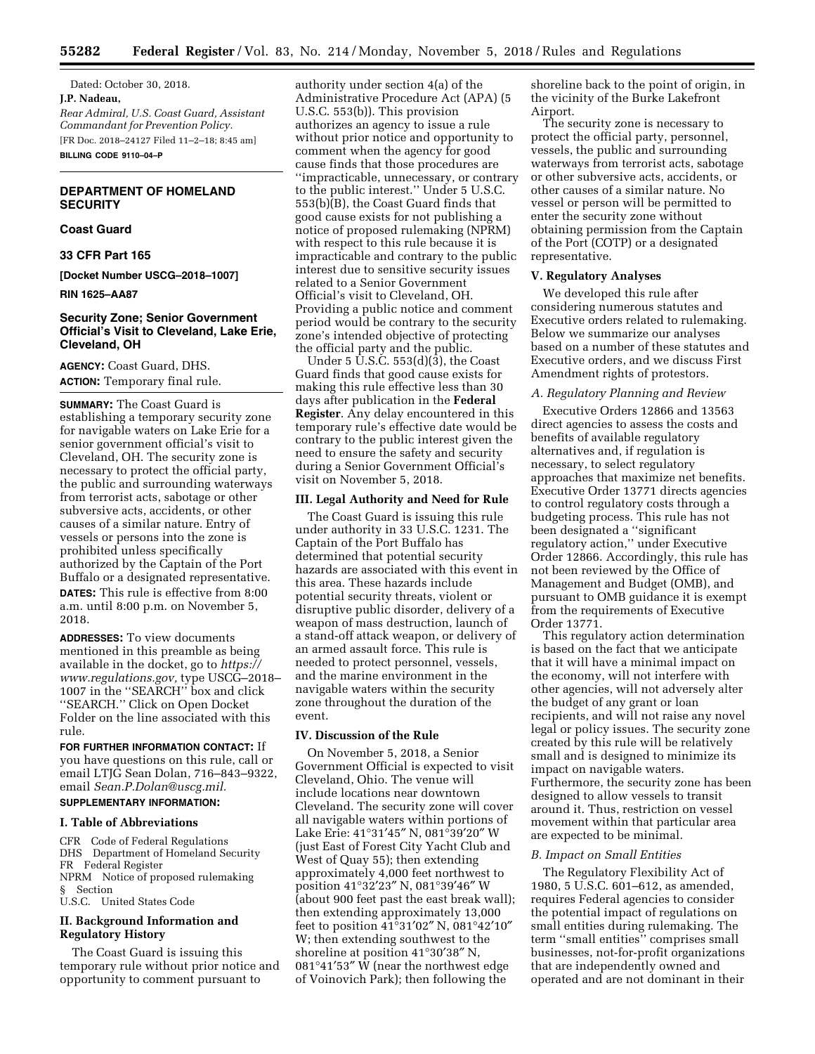Dated: October 30, 2018.

**J.P. Nadeau,**

*Rear Admiral, U.S. Coast Guard, Assistant Commandant for Prevention Policy.*

[FR Doc. 2018–24127 Filed 11–2–18; 8:45 am]

**BILLING CODE 9110–04–P**

---

# DEPARTMENT OF HOMELAND SECURITY

## Coast Guard

## 33 CFR Part 165

**[Docket Number USCG–2018–1007]**

**RIN 1625–AA87**

## Security Zone; Senior Government Official's Visit to Cleveland, Lake Erie, Cleveland, OH

**AGENCY:** Coast Guard, DHS.

**ACTION:** Temporary final rule.

**SUMMARY:** The Coast Guard is establishing a temporary security zone for navigable waters on Lake Erie for a senior government official's visit to Cleveland, OH. The security zone is necessary to protect the official party, the public and surrounding waterways from terrorist acts, sabotage or other subversive acts, accidents, or other causes of a similar nature. Entry of vessels or persons into the zone is prohibited unless specifically authorized by the Captain of the Port Buffalo or a designated representative.

**DATES:** This rule is effective from 8:00 a.m. until 8:00 p.m. on November 5, 2018.

**ADDRESSES:** To view documents mentioned in this preamble as being available in the docket, go to *https://www.regulations.gov,* type USCG–2018–1007 in the ''SEARCH'' box and click ''SEARCH.'' Click on Open Docket Folder on the line associated with this rule.

**FOR FURTHER INFORMATION CONTACT:** If you have questions on this rule, call or email LTJG Sean Dolan, 716–843–9322, email *Sean.P.Dolan@uscg.mil.*

**SUPPLEMENTARY INFORMATION:**

### I. Table of Abbreviations

CFR Code of Federal Regulations
DHS Department of Homeland Security
FR Federal Register
NPRM Notice of proposed rulemaking
§ Section
U.S.C. United States Code

### II. Background Information and Regulatory History

The Coast Guard is issuing this temporary rule without prior notice and opportunity to comment pursuant to authority under section 4(a) of the Administrative Procedure Act (APA) (5 U.S.C. 553(b)). This provision authorizes an agency to issue a rule without prior notice and opportunity to comment when the agency for good cause finds that those procedures are ''impracticable, unnecessary, or contrary to the public interest.'' Under 5 U.S.C. 553(b)(B), the Coast Guard finds that good cause exists for not publishing a notice of proposed rulemaking (NPRM) with respect to this rule because it is impracticable and contrary to the public interest due to sensitive security issues related to a Senior Government Official's visit to Cleveland, OH. Providing a public notice and comment period would be contrary to the security zone's intended objective of protecting the official party and the public.

Under 5 U.S.C. 553(d)(3), the Coast Guard finds that good cause exists for making this rule effective less than 30 days after publication in the **Federal Register**. Any delay encountered in this temporary rule's effective date would be contrary to the public interest given the need to ensure the safety and security during a Senior Government Official's visit on November 5, 2018.

### III. Legal Authority and Need for Rule

The Coast Guard is issuing this rule under authority in 33 U.S.C. 1231. The Captain of the Port Buffalo has determined that potential security hazards are associated with this event in this area. These hazards include potential security threats, violent or disruptive public disorder, delivery of a weapon of mass destruction, launch of a stand-off attack weapon, or delivery of an armed assault force. This rule is needed to protect personnel, vessels, and the marine environment in the navigable waters within the security zone throughout the duration of the event.

### IV. Discussion of the Rule

On November 5, 2018, a Senior Government Official is expected to visit Cleveland, Ohio. The venue will include locations near downtown Cleveland. The security zone will cover all navigable waters within portions of Lake Erie: 41°31′45″ N, 081°39′20″ W (just East of Forest City Yacht Club and West of Quay 55); then extending approximately 4,000 feet northwest to position 41°32′23″ N, 081°39′46″ W (about 900 feet past the east break wall); then extending approximately 13,000 feet to position 41°31′02″ N, 081°42′10″ W; then extending southwest to the shoreline at position 41°30′38″ N, 081°41′53″ W (near the northwest edge of Voinovich Park); then following the shoreline back to the point of origin, in the vicinity of the Burke Lakefront Airport.

The security zone is necessary to protect the official party, personnel, vessels, the public and surrounding waterways from terrorist acts, sabotage or other subversive acts, accidents, or other causes of a similar nature. No vessel or person will be permitted to enter the security zone without obtaining permission from the Captain of the Port (COTP) or a designated representative.

### V. Regulatory Analyses

We developed this rule after considering numerous statutes and Executive orders related to rulemaking. Below we summarize our analyses based on a number of these statutes and Executive orders, and we discuss First Amendment rights of protestors.

#### *A. Regulatory Planning and Review*

Executive Orders 12866 and 13563 direct agencies to assess the costs and benefits of available regulatory alternatives and, if regulation is necessary, to select regulatory approaches that maximize net benefits. Executive Order 13771 directs agencies to control regulatory costs through a budgeting process. This rule has not been designated a ''significant regulatory action,'' under Executive Order 12866. Accordingly, this rule has not been reviewed by the Office of Management and Budget (OMB), and pursuant to OMB guidance it is exempt from the requirements of Executive Order 13771.

This regulatory action determination is based on the fact that we anticipate that it will have a minimal impact on the economy, will not interfere with other agencies, will not adversely alter the budget of any grant or loan recipients, and will not raise any novel legal or policy issues. The security zone created by this rule will be relatively small and is designed to minimize its impact on navigable waters. Furthermore, the security zone has been designed to allow vessels to transit around it. Thus, restriction on vessel movement within that particular area are expected to be minimal.

#### *B. Impact on Small Entities*

The Regulatory Flexibility Act of 1980, 5 U.S.C. 601–612, as amended, requires Federal agencies to consider the potential impact of regulations on small entities during rulemaking. The term ''small entities'' comprises small businesses, not-for-profit organizations that are independently owned and operated and are not dominant in their